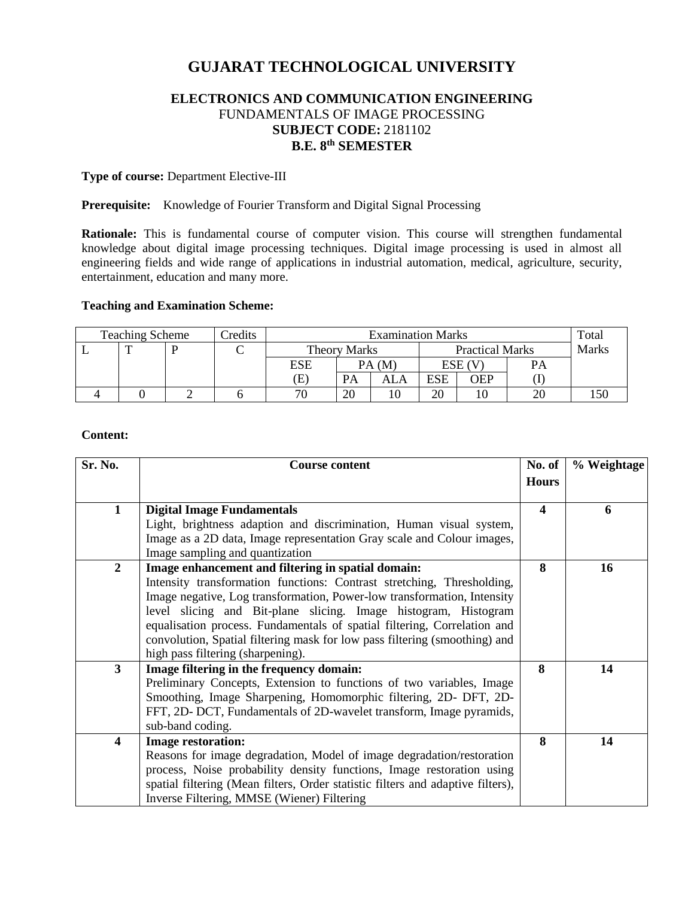# GUJARAT TECHNOLOGICAL UNIVERSITY

## ELECTRONICS AND COMMUNICATION ENGINEERING

FUNDAMENTALS OF IMAGE PROCESSING

**SUBJECT CODE:** 2181102

**B.E. 8th SEMESTER**

**Type of course:** Department Elective-III

**Prerequisite:** Knowledge of Fourier Transform and Digital Signal Processing

**Rationale:** This is fundamental course of computer vision. This course will strengthen fundamental knowledge about digital image processing techniques. Digital image processing is used in almost all engineering fields and wide range of applications in industrial automation, medical, agriculture, security, entertainment, education and many more.

**Teaching and Examination Scheme:**

| Teaching Scheme | | | Credits | Examination Marks | | | | | | Total Marks |
|---|---|---|---|---|---|---|---|---|---|---|
| L | T | P | C | Theory Marks | | | Practical Marks | | | |
| | | | | ESE (E) | PA (M) | | ESE (V) | | PA (I) | |
| | | | | | PA | ALA | ESE | OEP | | |
| 4 | 0 | 2 | 6 | 70 | 20 | 10 | 20 | 10 | 20 | 150 |

**Content:**

| Sr. No. | Course content | No. of Hours | % Weightage |
|---|---|---|---|
| **1** | **Digital Image Fundamentals** Light, brightness adaption and discrimination, Human visual system, Image as a 2D data, Image representation Gray scale and Colour images, Image sampling and quantization | **4** | **6** |
| **2** | **Image enhancement and filtering in spatial domain:** Intensity transformation functions: Contrast stretching, Thresholding, Image negative, Log transformation, Power-low transformation, Intensity level slicing and Bit-plane slicing. Image histogram, Histogram equalisation process. Fundamentals of spatial filtering, Correlation and convolution, Spatial filtering mask for low pass filtering (smoothing) and high pass filtering (sharpening). | **8** | **16** |
| **3** | **Image filtering in the frequency domain:** Preliminary Concepts, Extension to functions of two variables, Image Smoothing, Image Sharpening, Homomorphic filtering, 2D- DFT, 2D- FFT, 2D- DCT, Fundamentals of 2D-wavelet transform, Image pyramids, sub-band coding. | **8** | **14** |
| **4** | **Image restoration:** Reasons for image degradation, Model of image degradation/restoration process, Noise probability density functions, Image restoration using spatial filtering (Mean filters, Order statistic filters and adaptive filters), Inverse Filtering, MMSE (Wiener) Filtering | **8** | **14** |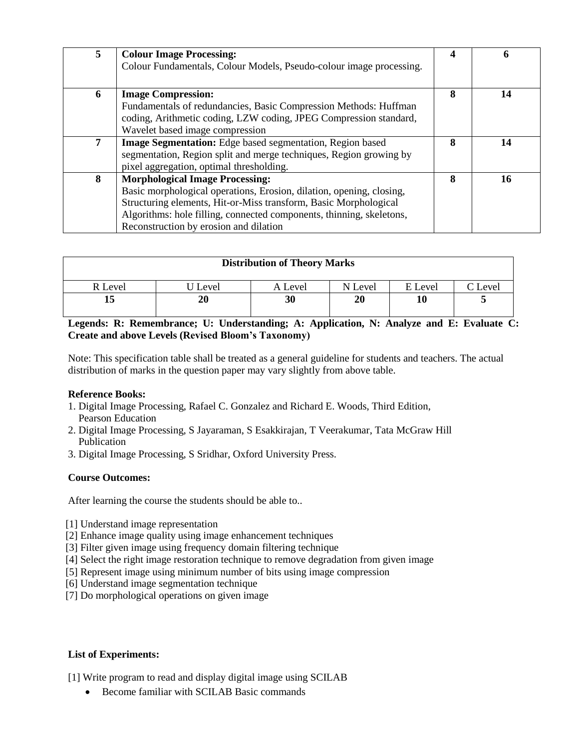| | | | |
|---|---|---|---|
| **5** | **Colour Image Processing:**<br>Colour Fundamentals, Colour Models, Pseudo-colour image processing. | **4** | **6** |
| **6** | **Image Compression:**<br>Fundamentals of redundancies, Basic Compression Methods: Huffman coding, Arithmetic coding, LZW coding, JPEG Compression standard, Wavelet based image compression | **8** | **14** |
| **7** | **Image Segmentation:** Edge based segmentation, Region based segmentation, Region split and merge techniques, Region growing by pixel aggregation, optimal thresholding. | **8** | **14** |
| **8** | **Morphological Image Processing:**<br>Basic morphological operations, Erosion, dilation, opening, closing, Structuring elements, Hit-or-Miss transform, Basic Morphological Algorithms: hole filling, connected components, thinning, skeletons, Reconstruction by erosion and dilation | **8** | **16** |

| **Distribution of Theory Marks** | | | | | |
|---|---|---|---|---|---|
| R Level | U Level | A Level | N Level | E Level | C Level |
| **15** | **20** | **30** | **20** | **10** | **5** |

**Legends: R: Remembrance; U: Understanding; A: Application, N: Analyze and E: Evaluate C: Create and above Levels (Revised Bloom's Taxonomy)**

Note: This specification table shall be treated as a general guideline for students and teachers. The actual distribution of marks in the question paper may vary slightly from above table.

**Reference Books:**

1. Digital Image Processing, Rafael C. Gonzalez and Richard E. Woods, Third Edition, Pearson Education
2. Digital Image Processing, S Jayaraman, S Esakkirajan, T Veerakumar, Tata McGraw Hill Publication
3. Digital Image Processing, S Sridhar, Oxford University Press.

**Course Outcomes:**

After learning the course the students should be able to..

[1] Understand image representation
[2] Enhance image quality using image enhancement techniques
[3] Filter given image using frequency domain filtering technique
[4] Select the right image restoration technique to remove degradation from given image
[5] Represent image using minimum number of bits using image compression
[6] Understand image segmentation technique
[7] Do morphological operations on given image

**List of Experiments:**

[1] Write program to read and display digital image using SCILAB

- Become familiar with SCILAB Basic commands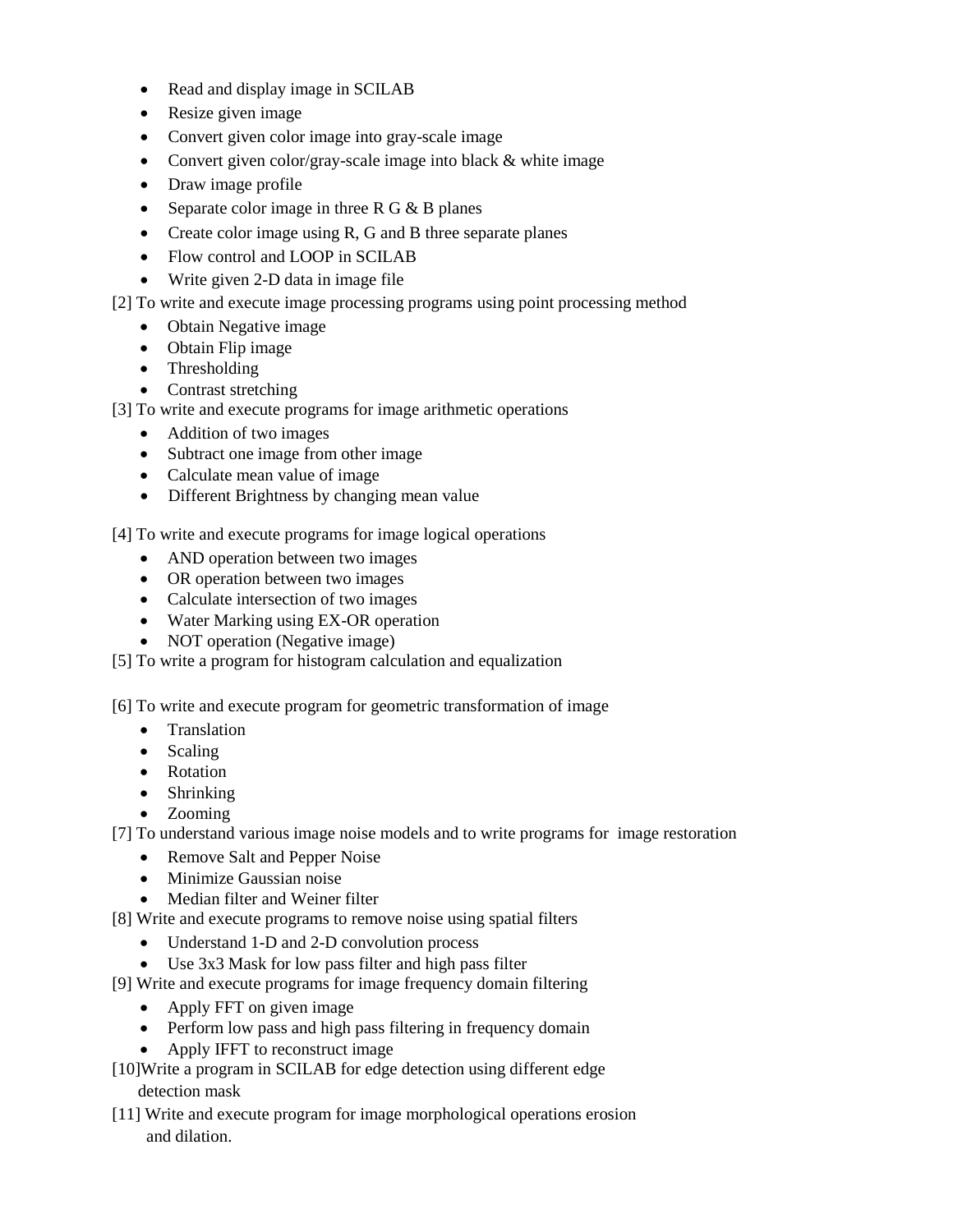- Read and display image in SCILAB
- Resize given image
- Convert given color image into gray-scale image
- Convert given color/gray-scale image into black & white image
- Draw image profile
- Separate color image in three R G & B planes
- Create color image using R, G and B three separate planes
- Flow control and LOOP in SCILAB
- Write given 2-D data in image file

[2] To write and execute image processing programs using point processing method

- Obtain Negative image
- Obtain Flip image
- Thresholding
- Contrast stretching

[3] To write and execute programs for image arithmetic operations

- Addition of two images
- Subtract one image from other image
- Calculate mean value of image
- Different Brightness by changing mean value

[4] To write and execute programs for image logical operations

- AND operation between two images
- OR operation between two images
- Calculate intersection of two images
- Water Marking using EX-OR operation
- NOT operation (Negative image)

[5] To write a program for histogram calculation and equalization

[6] To write and execute program for geometric transformation of image

- Translation
- Scaling
- Rotation
- Shrinking
- Zooming

[7] To understand various image noise models and to write programs for image restoration

- Remove Salt and Pepper Noise
- Minimize Gaussian noise
- Median filter and Weiner filter

[8] Write and execute programs to remove noise using spatial filters

- Understand 1-D and 2-D convolution process
- Use 3x3 Mask for low pass filter and high pass filter

[9] Write and execute programs for image frequency domain filtering

- Apply FFT on given image
- Perform low pass and high pass filtering in frequency domain
- Apply IFFT to reconstruct image

[10]Write a program in SCILAB for edge detection using different edge detection mask

[11] Write and execute program for image morphological operations erosion and dilation.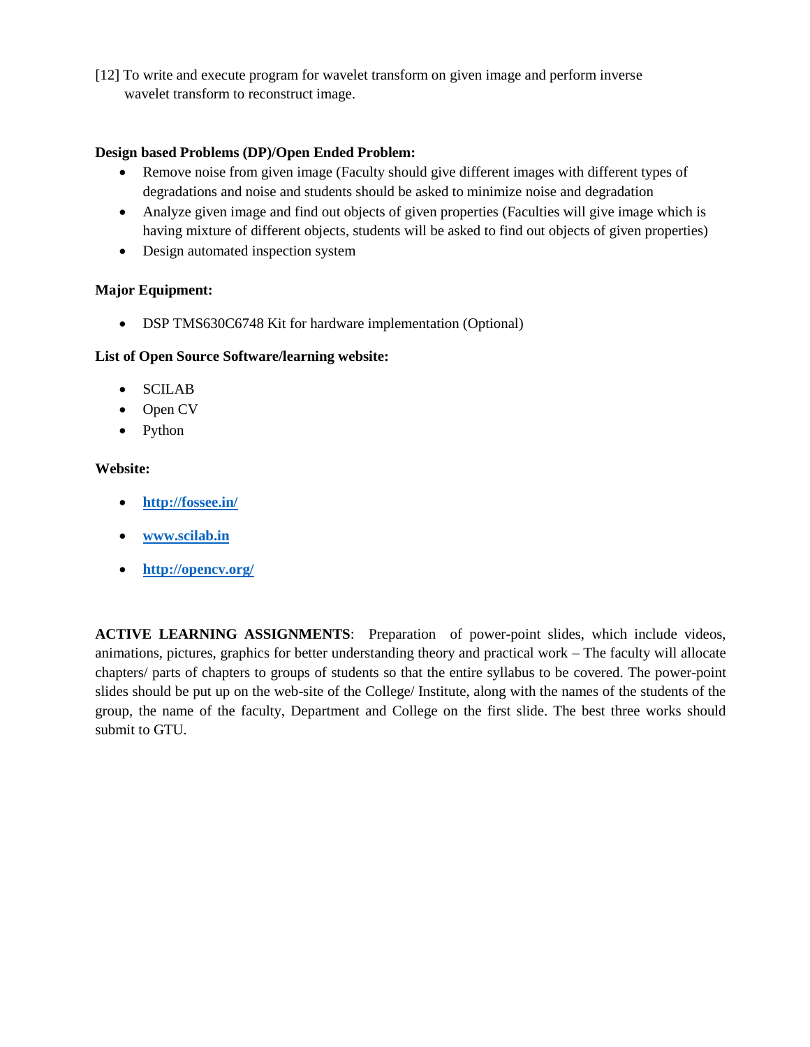[12] To write and execute program for wavelet transform on given image and perform inverse wavelet transform to reconstruct image.

**Design based Problems (DP)/Open Ended Problem:**

- Remove noise from given image (Faculty should give different images with different types of degradations and noise and students should be asked to minimize noise and degradation
- Analyze given image and find out objects of given properties (Faculties will give image which is having mixture of different objects, students will be asked to find out objects of given properties)
- Design automated inspection system

**Major Equipment:**

- DSP TMS630C6748 Kit for hardware implementation (Optional)

**List of Open Source Software/learning website:**

- SCILAB
- Open CV
- Python

**Website:**

- **http://fossee.in/**
- **www.scilab.in**
- **http://opencv.org/**

**ACTIVE LEARNING ASSIGNMENTS**: Preparation of power-point slides, which include videos, animations, pictures, graphics for better understanding theory and practical work – The faculty will allocate chapters/ parts of chapters to groups of students so that the entire syllabus to be covered. The power-point slides should be put up on the web-site of the College/ Institute, along with the names of the students of the group, the name of the faculty, Department and College on the first slide. The best three works should submit to GTU.